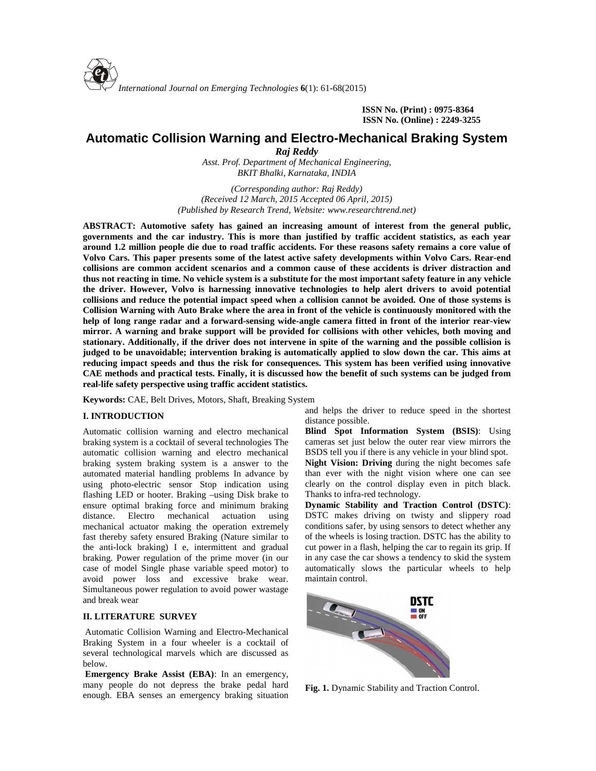*International Journal on Emerging Technologies* **6**(1): 61-68(2015)

**ISSN No. (Print) : 0975-8364**
**ISSN No. (Online) : 2249-3255**

# Automatic Collision Warning and Electro-Mechanical Braking System

***Raj Reddy***

*Asst. Prof. Department of Mechanical Engineering,*
*BKIT Bhalki, Karnataka, INDIA*

*(Corresponding author: Raj Reddy)*
*(Received 12 March, 2015 Accepted 06 April, 2015)*
*(Published by Research Trend, Website: www.researchtrend.net)*

**ABSTRACT: Automotive safety has gained an increasing amount of interest from the general public, governments and the car industry. This is more than justified by traffic accident statistics, as each year around 1.2 million people die due to road traffic accidents. For these reasons safety remains a core value of Volvo Cars. This paper presents some of the latest active safety developments within Volvo Cars. Rear-end collisions are common accident scenarios and a common cause of these accidents is driver distraction and thus not reacting in time. No vehicle system is a substitute for the most important safety feature in any vehicle the driver. However, Volvo is harnessing innovative technologies to help alert drivers to avoid potential collisions and reduce the potential impact speed when a collision cannot be avoided. One of those systems is Collision Warning with Auto Brake where the area in front of the vehicle is continuously monitored with the help of long range radar and a forward-sensing wide-angle camera fitted in front of the interior rear-view mirror. A warning and brake support will be provided for collisions with other vehicles, both moving and stationary. Additionally, if the driver does not intervene in spite of the warning and the possible collision is judged to be unavoidable; intervention braking is automatically applied to slow down the car. This aims at reducing impact speeds and thus the risk for consequences. This system has been verified using innovative CAE methods and practical tests. Finally, it is discussed how the benefit of such systems can be judged from real-life safety perspective using traffic accident statistics.**

**Keywords:** CAE, Belt Drives, Motors, Shaft, Breaking System

## I. INTRODUCTION

Automatic collision warning and electro mechanical braking system is a cocktail of several technologies The automatic collision warning and electro mechanical braking system braking system is a answer to the automated material handling problems In advance by using photo-electric sensor Stop indication using flashing LED or hooter. Braking –using Disk brake to ensure optimal braking force and minimum braking distance. Electro mechanical actuation using mechanical actuator making the operation extremely fast thereby safety ensured Braking (Nature similar to the anti-lock braking) I e, intermittent and gradual braking. Power regulation of the prime mover (in our case of model Single phase variable speed motor) to avoid power loss and excessive brake wear. Simultaneous power regulation to avoid power wastage and break wear

## II. LITERATURE SURVEY

Automatic Collision Warning and Electro-Mechanical Braking System in a four wheeler is a cocktail of several technological marvels which are discussed as below.

**Emergency Brake Assist (EBA)**: In an emergency, many people do not depress the brake pedal hard enough. EBA senses an emergency braking situation and helps the driver to reduce speed in the shortest distance possible.

**Blind Spot Information System (BSIS)**: Using cameras set just below the outer rear view mirrors the BSDS tell you if there is any vehicle in your blind spot.

**Night Vision: Driving** during the night becomes safe than ever with the night vision where one can see clearly on the control display even in pitch black. Thanks to infra-red technology.

**Dynamic Stability and Traction Control (DSTC)**: DSTC makes driving on twisty and slippery road conditions safer, by using sensors to detect whether any of the wheels is losing traction. DSTC has the ability to cut power in a flash, helping the car to regain its grip. If in any case the car shows a tendency to skid the system automatically slows the particular wheels to help maintain control.

DSTC
ON
OFF

**Fig. 1.** Dynamic Stability and Traction Control.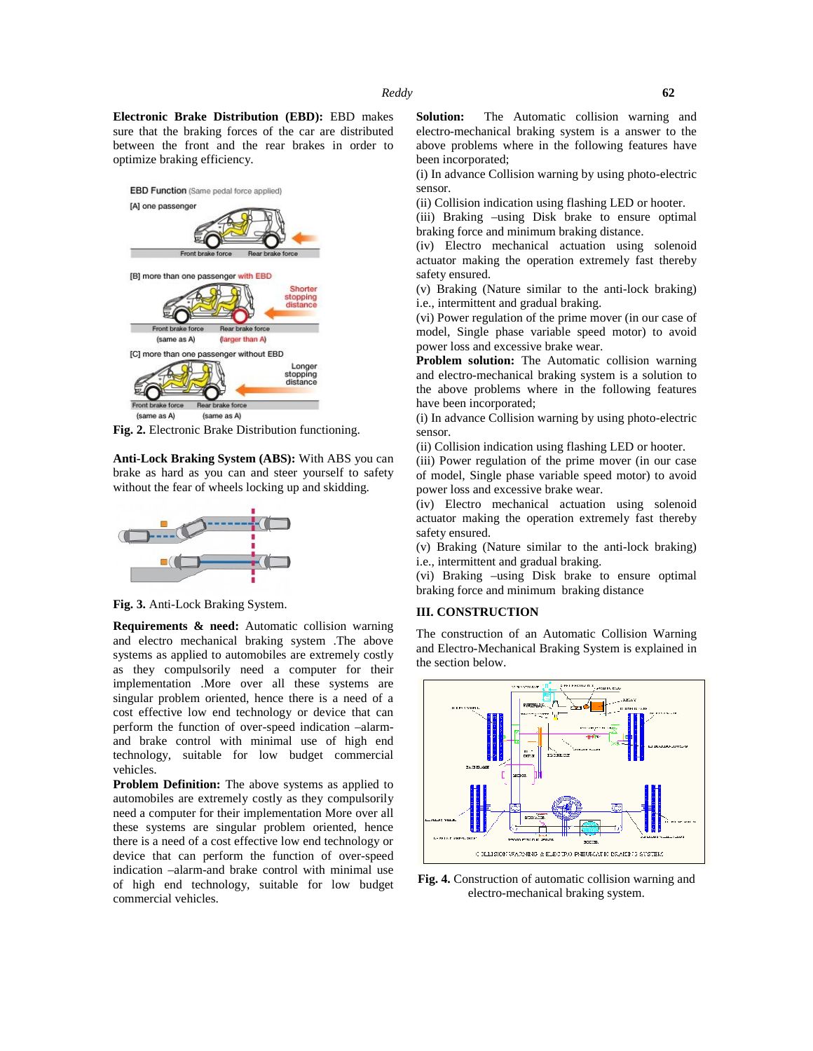**Electronic Brake Distribution (EBD):** EBD makes sure that the braking forces of the car are distributed between the front and the rear brakes in order to optimize braking efficiency.

EBD Function (Same pedal force applied)

[A] one passenger

Front brake force Rear brake force

[B] more than one passenger with EBD

Shorter stopping distance

Front brake force (same as A) Rear brake force (larger than A)

[C] more than one passenger without EBD

Longer stopping distance

Front brake force (same as A) Rear brake force (same as A)

**Fig. 2.** Electronic Brake Distribution functioning.

**Anti-Lock Braking System (ABS):** With ABS you can brake as hard as you can and steer yourself to safety without the fear of wheels locking up and skidding.

**Fig. 3.** Anti-Lock Braking System.

**Requirements & need:** Automatic collision warning and electro mechanical braking system .The above systems as applied to automobiles are extremely costly as they compulsorily need a computer for their implementation .More over all these systems are singular problem oriented, hence there is a need of a cost effective low end technology or device that can perform the function of over-speed indication –alarm-and brake control with minimal use of high end technology, suitable for low budget commercial vehicles.

**Problem Definition:** The above systems as applied to automobiles are extremely costly as they compulsorily need a computer for their implementation More over all these systems are singular problem oriented, hence there is a need of a cost effective low technology or device that can perform the function of over-speed indication –alarm-and brake control with minimal use of high end technology, suitable for low budget commercial vehicles.

**Solution:** The Automatic collision warning and electro-mechanical braking system is a answer to the above problems where in the following features have been incorporated;

(i) In advance Collision warning by using photo-electric sensor.

(ii) Collision indication using flashing LED or hooter.

(iii) Braking –using Disk brake to ensure optimal braking force and minimum braking distance.

(iv) Electro mechanical actuation using solenoid actuator making the operation extremely fast thereby safety ensured.

(v) Braking (Nature similar to the anti-lock braking) i.e., intermittent and gradual braking.

(vi) Power regulation of the prime mover (in our case of model, Single phase variable speed motor) to avoid power loss and excessive brake wear.

**Problem solution:** The Automatic collision warning and electro-mechanical braking system is a solution to the above problems where in the following features have been incorporated;

(i) In advance Collision warning by using photo-electric sensor.

(ii) Collision indication using flashing LED or hooter.

(iii) Power regulation of the prime mover (in our case of model, Single phase variable speed motor) to avoid power loss and excessive brake wear.

(iv) Electro mechanical actuation using solenoid actuator making the operation extremely fast thereby safety ensured.

(v) Braking (Nature similar to the anti-lock braking) i.e., intermittent and gradual braking.

(vi) Braking –using Disk brake to ensure optimal braking force and minimum braking distance

## III. CONSTRUCTION

The construction of an Automatic Collision Warning and Electro-Mechanical Braking System is explained in the section below.

COLLISION WARNING & ELECTRO PNEUMATIC BRAKING SYSTEM

**Fig. 4.** Construction of automatic collision warning and electro-mechanical braking system.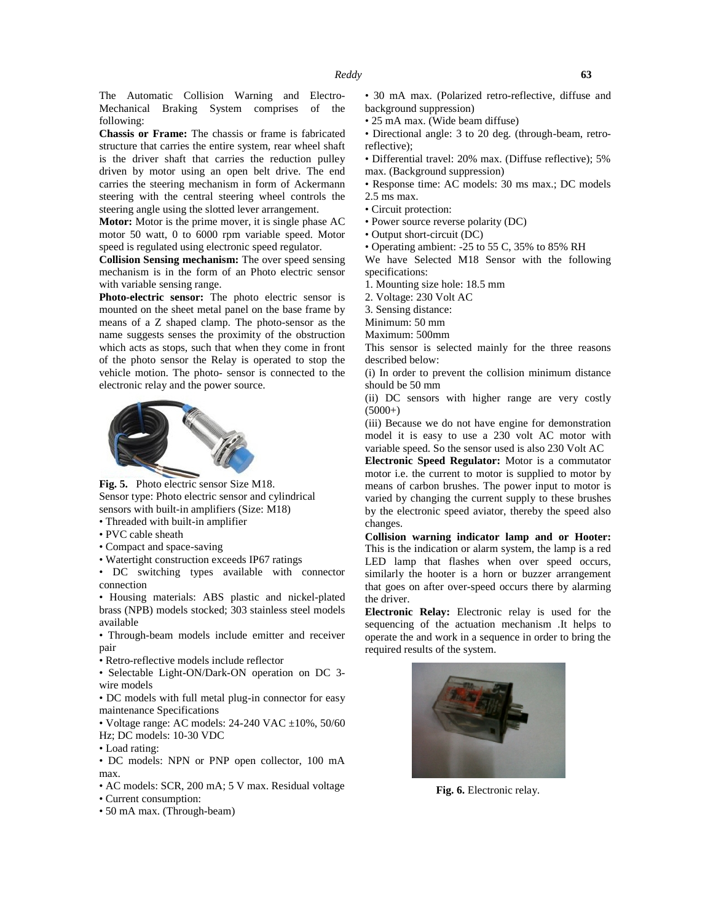The Automatic Collision Warning and Electro-Mechanical Braking System comprises of the following:

**Chassis or Frame:** The chassis or frame is fabricated structure that carries the entire system, rear wheel shaft is the driver shaft that carries the reduction pulley driven by motor using an open belt drive. The end carries the steering mechanism in form of Ackermann steering with the central steering wheel controls the steering angle using the slotted lever arrangement.

**Motor:** Motor is the prime mover, it is single phase AC motor 50 watt, 0 to 6000 rpm variable speed. Motor speed is regulated using electronic speed regulator.

**Collision Sensing mechanism:** The over speed sensing mechanism is in the form of an Photo electric sensor with variable sensing range.

**Photo-electric sensor:** The photo electric sensor is mounted on the sheet metal panel on the base frame by means of a Z shaped clamp. The photo-sensor as the name suggests senses the proximity of the obstruction which acts as stops, such that when they come in front of the photo sensor the Relay is operated to stop the vehicle motion. The photo- sensor is connected to the electronic relay and the power source.

**Fig. 5.** Photo electric sensor Size M18.

Sensor type: Photo electric sensor and cylindrical sensors with built-in amplifiers (Size: M18)

- Threaded with built-in amplifier
- PVC cable sheath
- Compact and space-saving
- Watertight construction exceeds IP67 ratings
- DC switching types available with connector connection
- Housing materials: ABS plastic and nickel-plated brass (NPB) models stocked; 303 stainless steel models available
- Through-beam models include emitter and receiver pair
- Retro-reflective models include reflector
- Selectable Light-ON/Dark-ON operation on DC 3-wire models
- DC models with full metal plug-in connector for easy maintenance Specifications
- Voltage range: AC models: 24-240 VAC ±10%, 50/60 Hz; DC models: 10-30 VDC
- Load rating:
- DC models: NPN or PNP open collector, 100 mA max.
- AC models: SCR, 200 mA; 5 V max. Residual voltage
- Current consumption:
- 50 mA max. (Through-beam)
- 30 mA max. (Polarized retro-reflective, diffuse and background suppression)
- 25 mA max. (Wide beam diffuse)
- Directional angle: 3 to 20 deg. (through-beam, retro-reflective);
- Differential travel: 20% max. (Diffuse reflective); 5% max. (Background suppression)
- Response time: AC models: 30 ms max.; DC models 2.5 ms max.
- Circuit protection:
- Power source reverse polarity (DC)
- Output short-circuit (DC)
- Operating ambient: -25 to 55 C, 35% to 85% RH

We have Selected M18 Sensor with the following specifications:

1. Mounting size hole: 18.5 mm
2. Voltage: 230 Volt AC
3. Sensing distance:

Minimum: 50 mm

Maximum: 500mm

This sensor is selected mainly for the three reasons described below:

(i) In order to prevent the collision minimum distance should be 50 mm

(ii) DC sensors with higher range are very costly (5000+)

(iii) Because we do not have engine for demonstration model it is easy to use a 230 volt AC motor with variable speed. So the sensor used is also 230 Volt AC

**Electronic Speed Regulator:** Motor is a commutator motor i.e. the current to motor is supplied to motor by means of carbon brushes. The power input to motor is varied by changing the current supply to these brushes by the electronic speed aviator, thereby the speed also changes.

**Collision warning indicator lamp and or Hooter:** This is the indication or alarm system, the lamp is a red LED lamp that flashes when over speed occurs, similarly the hooter is a horn or buzzer arrangement that goes on after over-speed occurs there by alarming the driver.

**Electronic Relay:** Electronic relay is used for the sequencing of the actuation mechanism .It helps to operate the and work in a sequence in order to bring the required results of the system.

**Fig. 6.** Electronic relay.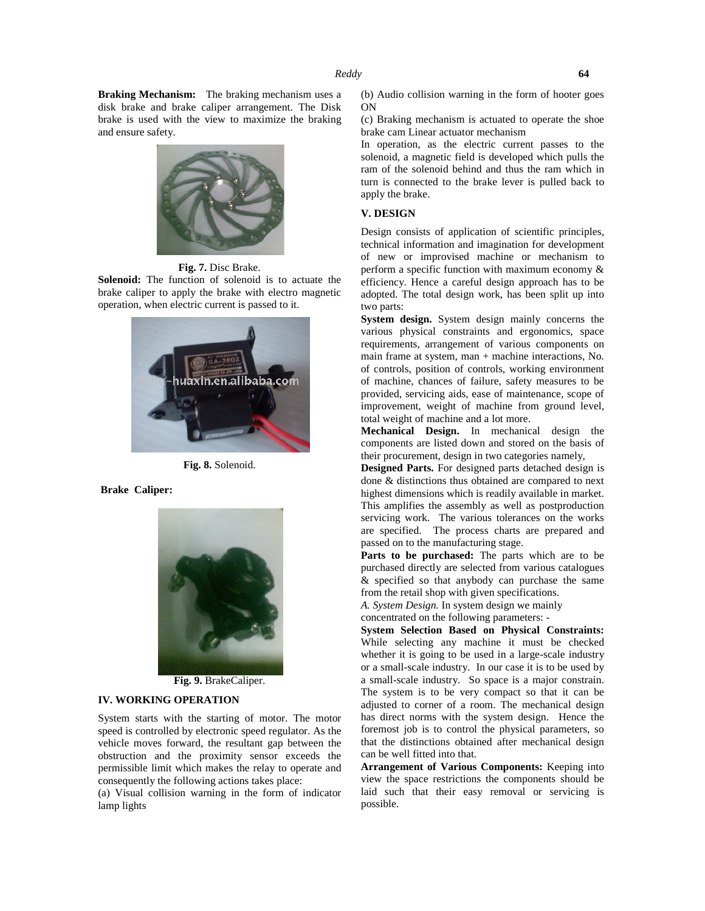**Braking Mechanism:** The braking mechanism uses a disk brake and brake caliper arrangement. The Disk brake is used with the view to maximize the braking and ensure safety.

**Fig. 7.** Disc Brake.

**Solenoid:** The function of solenoid is to actuate the brake caliper to apply the brake with electro magnetic operation, when electric current is passed to it.

**Fig. 8.** Solenoid.

**Brake Caliper:**

**Fig. 9.** BrakeCaliper.

## IV. WORKING OPERATION

System starts with the starting of motor. The motor speed is controlled by electronic speed regulator. As the vehicle moves forward, the resultant gap between the obstruction and the proximity sensor exceeds the permissible limit which makes the relay to operate and consequently the following actions takes place:

(a) Visual collision warning in the form of indicator lamp lights

(b) Audio collision warning in the form of hooter goes ON

(c) Braking mechanism is actuated to operate the shoe brake cam Linear actuator mechanism

In operation, as the electric current passes to the solenoid, a magnetic field is developed which pulls the ram of the solenoid behind and thus the ram which in turn is connected to the brake lever is pulled back to apply the brake.

## V. DESIGN

Design consists of application of scientific principles, technical information and imagination for development of new or improvised machine or mechanism to perform a specific function with maximum economy & efficiency. Hence a careful design approach has to be adopted. The total design work, has been split up into two parts:

**System design.** System design mainly concerns the various physical constraints and ergonomics, space requirements, arrangement of various components on main frame at system, man + machine interactions, No. of controls, position of controls, working environment of machine, chances of failure, safety measures to be provided, servicing aids, ease of maintenance, scope of improvement, weight of machine from ground level, total weight of machine and a lot more.

**Mechanical Design.** In mechanical design the components are listed down and stored on the basis of their procurement, design in two categories namely,

**Designed Parts.** For designed parts detached design is done & distinctions thus obtained are compared to next highest dimensions which is readily available in market. This amplifies the assembly as well as postproduction servicing work. The various tolerances on the works are specified. The process charts are prepared and passed on to the manufacturing stage.

**Parts to be purchased:** The parts which are to be purchased directly are selected from various catalogues & specified so that anybody can purchase the same from the retail shop with given specifications.

*A. System Design.* In system design we mainly concentrated on the following parameters: -

**System Selection Based on Physical Constraints:** While selecting any machine it must be checked whether it is going to be used in a large-scale industry or a small-scale industry. In our case it is to be used by a small-scale industry. So space is a major constrain. The system is to be very compact so that it can be adjusted to corner of a room. The mechanical design has direct norms with the system design. Hence the foremost job is to control the physical parameters, so that the distinctions obtained after mechanical design can be well fitted into that.

**Arrangement of Various Components:** Keeping into view the space restrictions the components should be laid such that their easy removal or servicing is possible.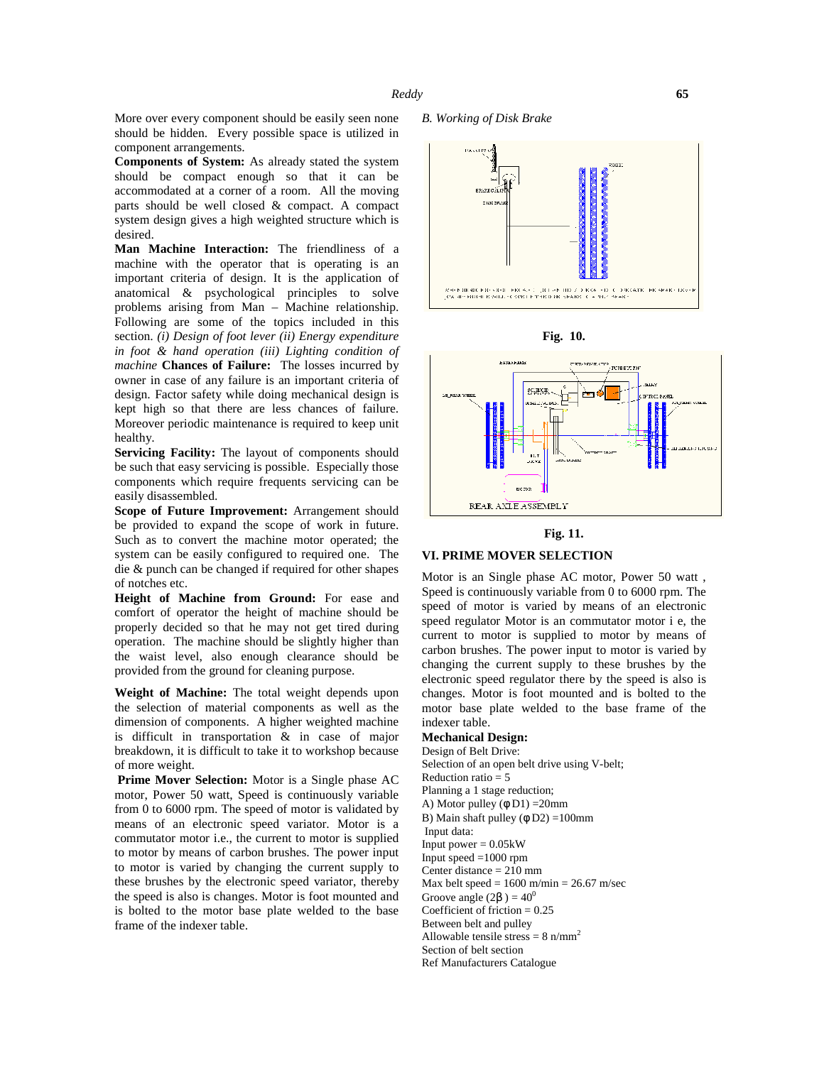More over every component should be easily seen none should be hidden. Every possible space is utilized in component arrangements.

**Components of System:** As already stated the system should be compact enough so that it can be accommodated at a corner of a room. All the moving parts should be well closed & compact. A compact system design gives a high weighted structure which is desired.

**Man Machine Interaction:** The friendliness of a machine with the operator that is operating is an important criteria of design. It is the application of anatomical & psychological principles to solve problems arising from Man – Machine relationship. Following are some of the topics included in this section. *(i) Design of foot lever (ii) Energy expenditure in foot & hand operation (iii) Lighting condition of machine* **Chances of Failure:** The losses incurred by owner in case of any failure is an important criteria of design. Factor safety while doing mechanical design is kept high so that there are less chances of failure. Moreover periodic maintenance is required to keep unit healthy.

**Servicing Facility:** The layout of components should be such that easy servicing is possible. Especially those components which require frequents servicing can be easily disassembled.

**Scope of Future Improvement:** Arrangement should be provided to expand the scope of work in future. Such as to convert the machine motor operated; the system can be easily configured to required one. The die & punch can be changed if required for other shapes of notches etc.

**Height of Machine from Ground:** For ease and comfort of operator the height of machine should be properly decided so that he may not get tired during operation. The machine should be slightly higher than the waist level, also enough clearance should be provided from the ground for cleaning purpose.

**Weight of Machine:** The total weight depends upon the selection of material components as well as the dimension of components. A higher weighted machine is difficult in transportation & in case of major breakdown, it is difficult to take it to workshop because of more weight.

**Prime Mover Selection:** Motor is a Single phase AC motor, Power 50 watt, Speed is continuously variable from 0 to 6000 rpm. The speed of motor is validated by means of an electronic speed variator. Motor is a commutator motor i.e., the current to motor is supplied to motor by means of carbon brushes. The power input to motor is varied by changing the current supply to these brushes by the electronic speed variator, thereby the speed is also is changes. Motor is foot mounted and is bolted to the motor base plate welded to the base frame of the indexer table.

*B. Working of Disk Brake*

Fig. 10.

REAR AXLE ASSEMBLY

Fig. 11.

## VI. PRIME MOVER SELECTION

Motor is an Single phase AC motor, Power 50 watt , Speed is continuously variable from 0 to 6000 rpm. The speed of motor is varied by means of an electronic speed regulator Motor is an commutator motor i e, the current to motor is supplied to motor by means of carbon brushes. The power input to motor is varied by changing the current supply to these brushes by the electronic speed regulator there by the speed is also is changes. Motor is foot mounted and is bolted to the motor base plate welded to the base frame of the indexer table.

**Mechanical Design:**

Design of Belt Drive:
Selection of an open belt drive using V-belt;
Reduction ratio = 5
Planning a 1 stage reduction;
A) Motor pulley ($\phi$ D1) =20mm
B) Main shaft pulley ($\phi$ D2) =100mm
Input data:
Input power = 0.05kW
Input speed =1000 rpm
Center distance = 210 mm
Max belt speed = 1600 m/min = 26.67 m/sec
Groove angle ($2\beta$) = $40^0$
Coefficient of friction = 0.25
Between belt and pulley
Allowable tensile stress = 8 n/mm$^2$
Section of belt section
Ref Manufacturers Catalogue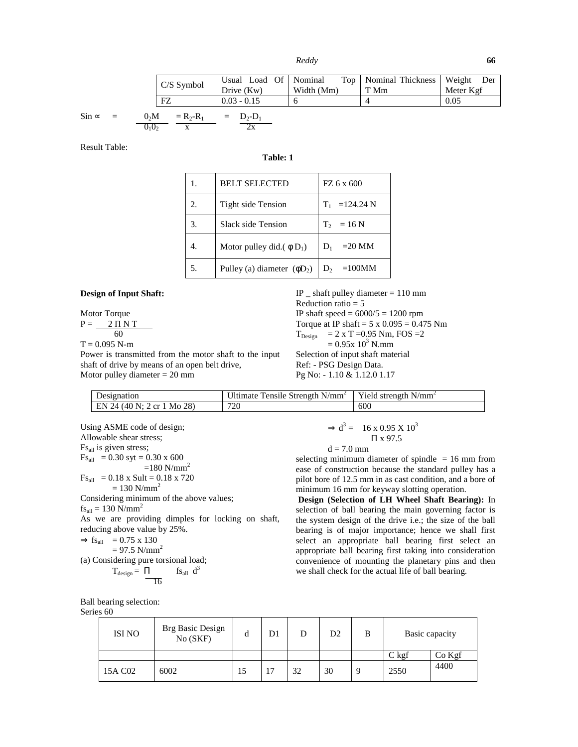| C/S Symbol | Usual Load Of Drive (Kw) | Nominal Top Width (Mm) | Nominal Thickness T Mm | Weight Der Meter Kgf |
|---|---|---|---|---|
| FZ | 0.03 - 0.15 | 6 | 4 | 0.05 |

$$\sin \propto \;=\; \frac{0_2M}{0_10_2} = \frac{R_2 - R_1}{x} = \frac{D_2 - D_1}{2x}$$

Result Table:

**Table: 1**

| | | |
|---|---|---|
| 1. | BELT SELECTED | FZ 6 x 600 |
| 2. | Tight side Tension | $T_1$ =124.24 N |
| 3. | Slack side Tension | $T_2$ = 16 N |
| 4. | Motor pulley did.( $\phi D_1$) | $D_1$ =20 MM |
| 5. | Pulley (a) diameter ($\phi D_2$) | $D_2$ =100MM |

**Design of Input Shaft:**

Motor Torque

$$P = \frac{2 \Pi N T}{60}$$

T = 0.095 N-m

Power is transmitted from the motor shaft to the input shaft of drive by means of an open belt drive,

Motor pulley diameter = 20 mm

IP _ shaft pulley diameter = 110 mm

Reduction ratio = 5

IP shaft speed = 6000/5 = 1200 rpm

Torque at IP shaft = 5 x 0.095 = 0.475 Nm

$T_{Design}$ = 2 x T =0.95 Nm, FOS =2

$= 0.95 \times 10^3$ N.mm

Selection of input shaft material

Ref: - PSG Design Data.

Pg No: - 1.10 & 1.12.0 1.17

| Designation | Ultimate Tensile Strength N/mm$^2$ | Yield strength N/mm$^2$ |
|---|---|---|
| EN 24 (40 N; 2 cr 1 Mo 28) | 720 | 600 |

Using ASME code of design;

Allowable shear stress;

$Fs_{all}$ is given stress;

$Fs_{all} = 0.30 \text{ syt} = 0.30 \times 600$

$= 180 \text{ N/mm}^2$

$Fs_{all} = 0.18 \times \text{Sult} = 0.18 \times 720$

$= 130 \text{ N/mm}^2$

Considering minimum of the above values;

$fs_{all} = 130 \text{ N/mm}^2$

As we are providing dimples for locking on shaft, reducing above value by 25%.

$\Rightarrow fs_{all} = 0.75 \times 130$

$= 97.5 \text{ N/mm}^2$

(a) Considering pure torsional load;

$$T_{design} = \frac{\Pi}{16} fs_{all}\, d^3$$

$$\Rightarrow d^3 = \frac{16 \times 0.95 \times 10^3}{\Pi \times 97.5}$$

d = 7.0 mm

selecting minimum diameter of spindle = 16 mm from ease of construction because the standard pulley has a pilot bore of 12.5 mm in as cast condition, and a bore of minimum 16 mm for keyway slotting operation.

**Design (Selection of LH Wheel Shaft Bearing):** In selection of ball bearing the main governing factor is the system design of the drive i.e.; the size of the ball bearing is of major importance; hence we shall first select an appropriate ball bearing first select an appropriate ball bearing first taking into consideration convenience of mounting the planetary pins and then we shall check for the actual life of ball bearing.

Ball bearing selection:

Series 60

| ISI NO | Brg Basic Design No (SKF) | d | D1 | D | D2 | B | Basic capacity | |
|---|---|---|---|---|---|---|---|---|
| | | | | | | | C kgf | Co Kgf |
| 15A C02 | 6002 | 15 | 17 | 32 | 30 | 9 | 2550 | 4400 |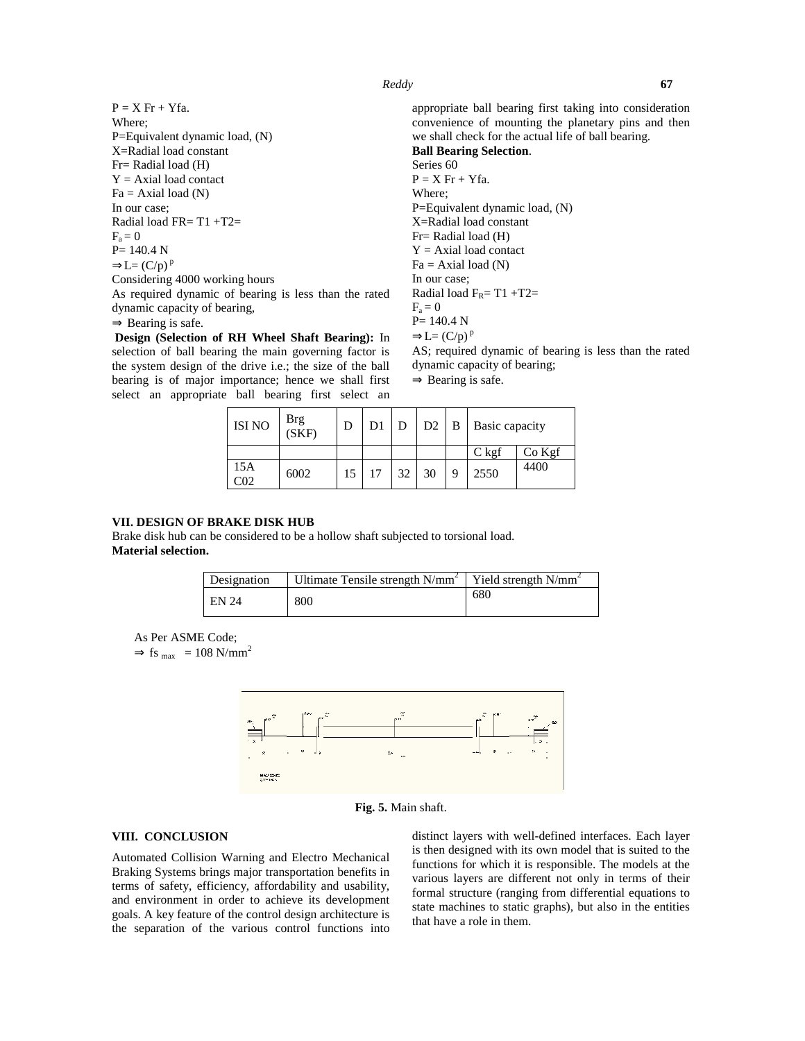$P = X\,Fr + Yfa.$

Where;

P=Equivalent dynamic load, (N)

X=Radial load constant

Fr= Radial load (H)

Y = Axial load contact

Fa = Axial load (N)

In our case;

Radial load FR= T1 +T2=

$F_a = 0$

P= 140.4 N

$\Rightarrow L = (C/p)^{p}$

Considering 4000 working hours

As required dynamic of bearing is less than the rated dynamic capacity of bearing,

⇒ Bearing is safe.

**Design (Selection of RH Wheel Shaft Bearing):** In selection of ball bearing the main governing factor is the system design of the drive i.e.; the size of the ball bearing is of major importance; hence we shall first select an appropriate ball bearing first select an appropriate ball bearing first taking into consideration convenience of mounting the planetary pins and then we shall check for the actual life of ball bearing.

**Ball Bearing Selection**.

Series 60

$P = X\,Fr + Yfa.$

Where;

P=Equivalent dynamic load, (N)

X=Radial load constant

Fr= Radial load (H)

Y = Axial load contact

Fa = Axial load (N)

In our case;

Radial load $F_R$= T1 +T2=

$F_a = 0$

P= 140.4 N

$\Rightarrow L = (C/p)^{p}$

AS; required dynamic of bearing is less than the rated dynamic capacity of bearing;

⇒ Bearing is safe.

| ISI NO | Brg (SKF) | D | D1 | D | D2 | B | Basic capacity | |
|---|---|---|---|---|---|---|---|---|
| | | | | | | | C kgf | Co Kgf |
| 15A C02 | 6002 | 15 | 17 | 32 | 30 | 9 | 2550 | 4400 |

## VII. DESIGN OF BRAKE DISK HUB

Brake disk hub can be considered to be a hollow shaft subjected to torsional load.

**Material selection.**

| Designation | Ultimate Tensile strength $N/mm^2$ | Yield strength $N/mm^2$ |
|---|---|---|
| EN 24 | 800 | 680 |

As Per ASME Code;

$\Rightarrow fs_{max} = 108\ N/mm^2$

**Fig. 5.** Main shaft.

## VIII. CONCLUSION

Automated Collision Warning and Electro Mechanical Braking Systems brings major transportation benefits in terms of safety, efficiency, affordability and usability, and environment in order to achieve its development goals. A key feature of the control design architecture is the separation of the various control functions into distinct layers with well-defined interfaces. Each layer is then designed with its own model that is suited to the functions for which it is responsible. The models at the various layers are different not only in terms of their formal structure (ranging from differential equations to state machines to static graphs), but also in the entities that have a role in them.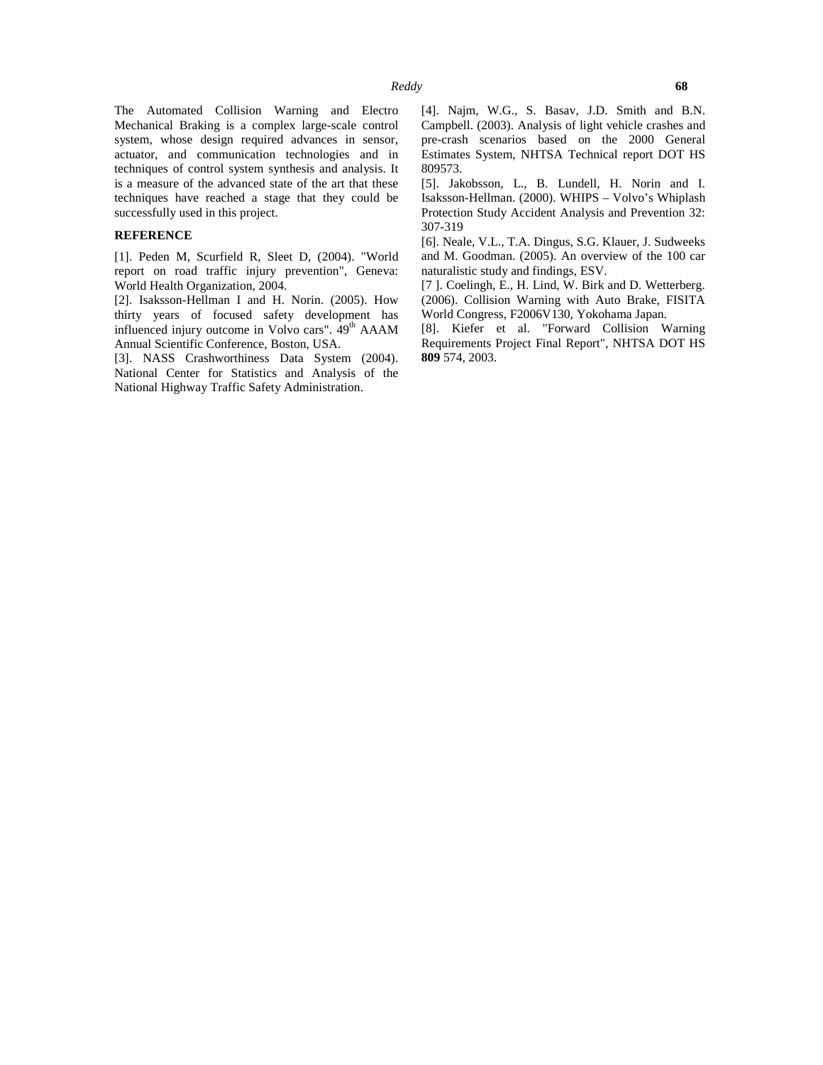The Automated Collision Warning and Electro Mechanical Braking is a complex large-scale control system, whose design required advances in sensor, actuator, and communication technologies and in techniques of control system synthesis and analysis. It is a measure of the advanced state of the art that these techniques have reached a stage that they could be successfully used in this project.

## REFERENCE

[1]. Peden M, Scurfield R, Sleet D, (2004). "World report on road traffic injury prevention", Geneva: World Health Organization, 2004.

[2]. Isaksson-Hellman I and H. Norin. (2005). How thirty years of focused safety development has influenced injury outcome in Volvo cars". 49th AAAM Annual Scientific Conference, Boston, USA.

[3]. NASS Crashworthiness Data System (2004). National Center for Statistics and Analysis of the National Highway Traffic Safety Administration.

[4]. Najm, W.G., S. Basav, J.D. Smith and B.N. Campbell. (2003). Analysis of light vehicle crashes and pre-crash scenarios based on the 2000 General Estimates System, NHTSA Technical report DOT HS 809573.

[5]. Jakobsson, L., B. Lundell, H. Norin and I. Isaksson-Hellman. (2000). WHIPS – Volvo's Whiplash Protection Study Accident Analysis and Prevention 32: 307-319

[6]. Neale, V.L., T.A. Dingus, S.G. Klauer, J. Sudweeks and M. Goodman. (2005). An overview of the 100 car naturalistic study and findings, ESV.

[7 ]. Coelingh, E., H. Lind, W. Birk and D. Wetterberg. (2006). Collision Warning with Auto Brake, FISITA World Congress, F2006V130, Yokohama Japan.

[8]. Kiefer et al. "Forward Collision Warning Requirements Project Final Report", NHTSA DOT HS **809** 574, 2003.